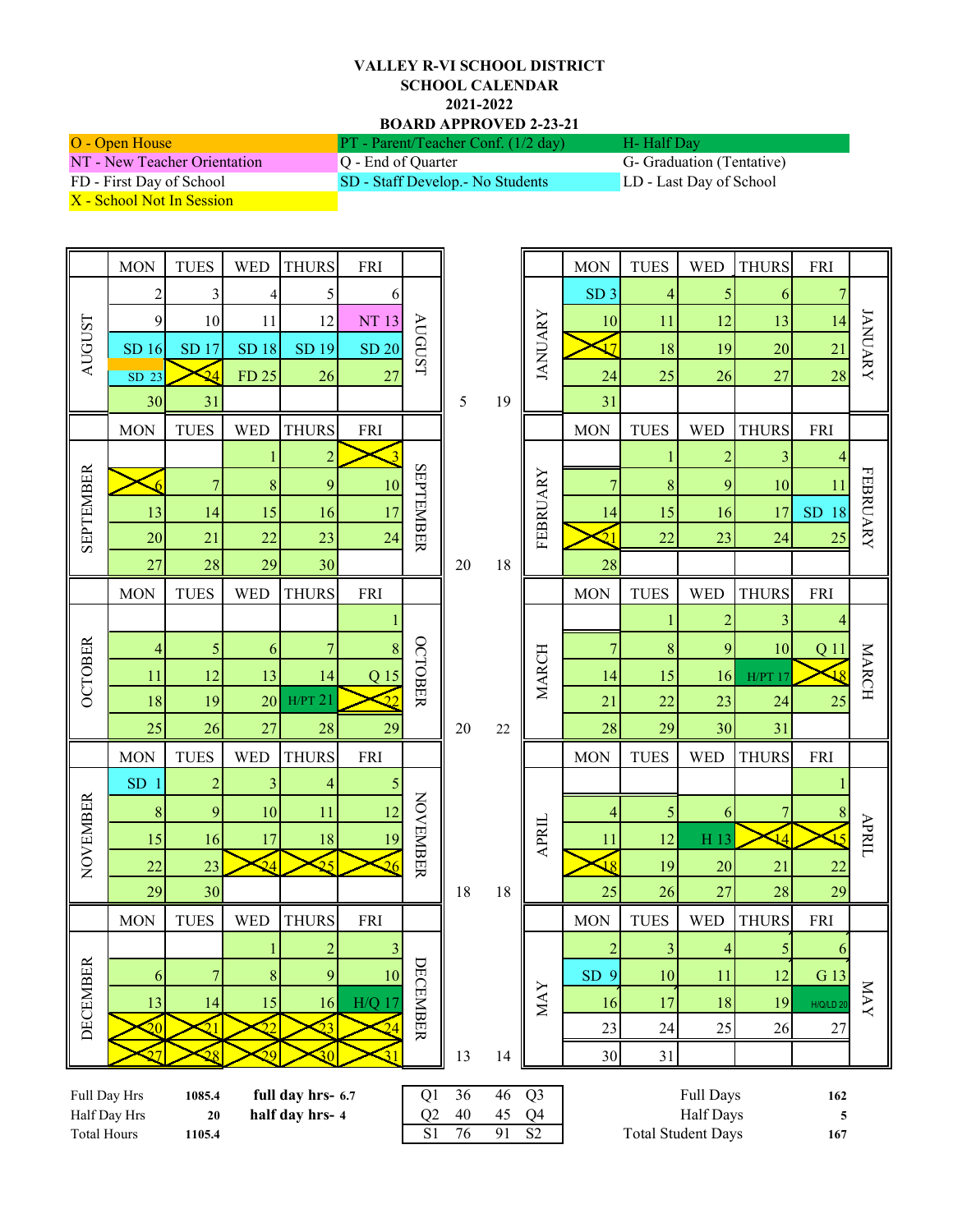# VALLEY R-VI SCHOOL DISTRICT
## SCHOOL CALENDAR
## 2021-2022
## BOARD APPROVED 2-23-21

| | | |
|---|---|---|
| O - Open House | PT - Parent/Teacher Conf. (1/2 day) | H- Half Day |
| NT - New Teacher Orientation | Q - End of Quarter | G- Graduation (Tentative) |
| FD - First Day of School | SD - Staff Develop.- No Students | LD - Last Day of School |
| X - School Not In Session | | |

### AUGUST (5)

| MON | TUES | WED | THURS | FRI |
|---|---|---|---|---|
| 2 | 3 | 4 | 5 | 6 |
| 9 | 10 | 11 | 12 | NT 13 |
| SD 16 | SD 17 | SD 18 | SD 19 | SD 20 |
| SD 23 | X 24 | FD 25 | 26 | 27 |
| 30 | 31 | | | |

### SEPTEMBER (20)

| MON | TUES | WED | THURS | FRI |
|---|---|---|---|---|
| | | 1 | 2 | X 3 |
| X 6 | 7 | 8 | 9 | 10 |
| 13 | 14 | 15 | 16 | 17 |
| 20 | 21 | 22 | 23 | 24 |
| 27 | 28 | 29 | 30 | |

### OCTOBER (20)

| MON | TUES | WED | THURS | FRI |
|---|---|---|---|---|
| | | | | 1 |
| 4 | 5 | 6 | 7 | 8 |
| 11 | 12 | 13 | 14 | Q 15 |
| 18 | 19 | 20 | H/PT 21 | X 22 |
| 25 | 26 | 27 | 28 | 29 |

### NOVEMBER (18)

| MON | TUES | WED | THURS | FRI |
|---|---|---|---|---|
| SD 1 | 2 | 3 | 4 | 5 |
| 8 | 9 | 10 | 11 | 12 |
| 15 | 16 | 17 | 18 | 19 |
| 22 | 23 | X 24 | X 25 | X 26 |
| 29 | 30 | | | |

### DECEMBER (13)

| MON | TUES | WED | THURS | FRI |
|---|---|---|---|---|
| | | 1 | 2 | 3 |
| 6 | 7 | 8 | 9 | 10 |
| 13 | 14 | 15 | 16 | H/Q 17 |
| X 20 | X 21 | X 22 | X 23 | X 24 |
| X 27 | X 28 | X 29 | X 30 | X 31 |

### JANUARY (19)

| MON | TUES | WED | THURS | FRI |
|---|---|---|---|---|
| SD 3 | 4 | 5 | 6 | 7 |
| 10 | 11 | 12 | 13 | 14 |
| X 17 | 18 | 19 | 20 | 21 |
| 24 | 25 | 26 | 27 | 28 |
| 31 | | | | |

### FEBRUARY (18)

| MON | TUES | WED | THURS | FRI |
|---|---|---|---|---|
| | 1 | 2 | 3 | 4 |
| 7 | 8 | 9 | 10 | 11 |
| 14 | 15 | 16 | 17 | SD 18 |
| X 21 | 22 | 23 | 24 | 25 |
| 28 | | | | |

### MARCH (22)

| MON | TUES | WED | THURS | FRI |
|---|---|---|---|---|
| | 1 | 2 | 3 | 4 |
| 7 | 8 | 9 | 10 | Q 11 |
| 14 | 15 | 16 | H/PT 17 | X 18 |
| 21 | 22 | 23 | 24 | 25 |
| 28 | 29 | 30 | 31 | |

### APRIL (18)

| MON | TUES | WED | THURS | FRI |
|---|---|---|---|---|
| | | | | 1 |
| 4 | 5 | 6 | 7 | 8 |
| 11 | 12 | H 13 | X 14 | X 15 |
| X 18 | 19 | 20 | 21 | 22 |
| 25 | 26 | 27 | 28 | 29 |

### MAY (14)

| MON | TUES | WED | THURS | FRI |
|---|---|---|---|---|
| 2 | 3 | 4 | 5 | 6 |
| SD 9 | 10 | 11 | 12 | G 13 |
| 16 | 17 | 18 | 19 | H/Q/LD 20 |
| 23 | 24 | 25 | 26 | 27 |
| 30 | 31 | | | |

| | | | |
|---|---|---|---|
| Full Day Hrs | 1085.4 | **full day hrs- 6.7** | |
| Half Day Hrs | 20 | **half day hrs- 4** | |
| Total Hours | 1105.4 | | |

| | | | |
|---|---|---|---|
| Q1 | 36 | 46 | Q3 |
| Q2 | 40 | 45 | Q4 |
| S1 | 76 | 91 | S2 |

| | |
|---|---|
| Full Days | 162 |
| Half Days | 5 |
| Total Student Days | 167 |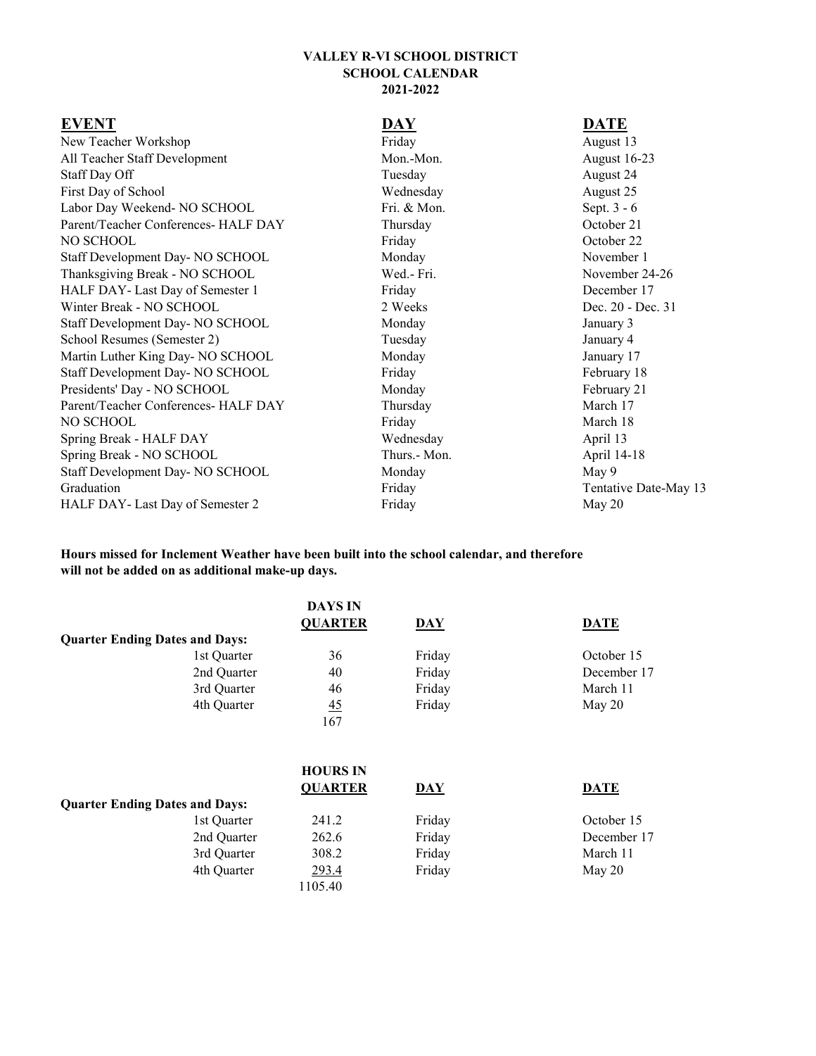**VALLEY R-VI SCHOOL DISTRICT**
**SCHOOL CALENDAR**
**2021-2022**

| EVENT | DAY | DATE |
|---|---|---|
| New Teacher Workshop | Friday | August 13 |
| All Teacher Staff Development | Mon.-Mon. | August 16-23 |
| Staff Day Off | Tuesday | August 24 |
| First Day of School | Wednesday | August 25 |
| Labor Day Weekend- NO SCHOOL | Fri. & Mon. | Sept. 3 - 6 |
| Parent/Teacher Conferences- HALF DAY | Thursday | October 21 |
| NO SCHOOL | Friday | October 22 |
| Staff Development Day- NO SCHOOL | Monday | November 1 |
| Thanksgiving Break - NO SCHOOL | Wed.- Fri. | November 24-26 |
| HALF DAY- Last Day of Semester 1 | Friday | December 17 |
| Winter Break - NO SCHOOL | 2 Weeks | Dec. 20 - Dec. 31 |
| Staff Development Day- NO SCHOOL | Monday | January 3 |
| School Resumes (Semester 2) | Tuesday | January 4 |
| Martin Luther King Day- NO SCHOOL | Monday | January 17 |
| Staff Development Day- NO SCHOOL | Friday | February 18 |
| Presidents' Day - NO SCHOOL | Monday | February 21 |
| Parent/Teacher Conferences- HALF DAY | Thursday | March 17 |
| NO SCHOOL | Friday | March 18 |
| Spring Break - HALF DAY | Wednesday | April 13 |
| Spring Break - NO SCHOOL | Thurs.- Mon. | April 14-18 |
| Staff Development Day- NO SCHOOL | Monday | May 9 |
| Graduation | Friday | Tentative Date-May 13 |
| HALF DAY- Last Day of Semester 2 | Friday | May 20 |

**Hours missed for Inclement Weather have been built into the school calendar, and therefore will not be added on as additional make-up days.**

| Quarter Ending Dates and Days: | DAYS IN QUARTER | DAY | DATE |
|---|---|---|---|
| 1st Quarter | 36 | Friday | October 15 |
| 2nd Quarter | 40 | Friday | December 17 |
| 3rd Quarter | 46 | Friday | March 11 |
| 4th Quarter | 45 | Friday | May 20 |
| | 167 | | |

| Quarter Ending Dates and Days: | HOURS IN QUARTER | DAY | DATE |
|---|---|---|---|
| 1st Quarter | 241.2 | Friday | October 15 |
| 2nd Quarter | 262.6 | Friday | December 17 |
| 3rd Quarter | 308.2 | Friday | March 11 |
| 4th Quarter | 293.4 | Friday | May 20 |
| | 1105.40 | | |